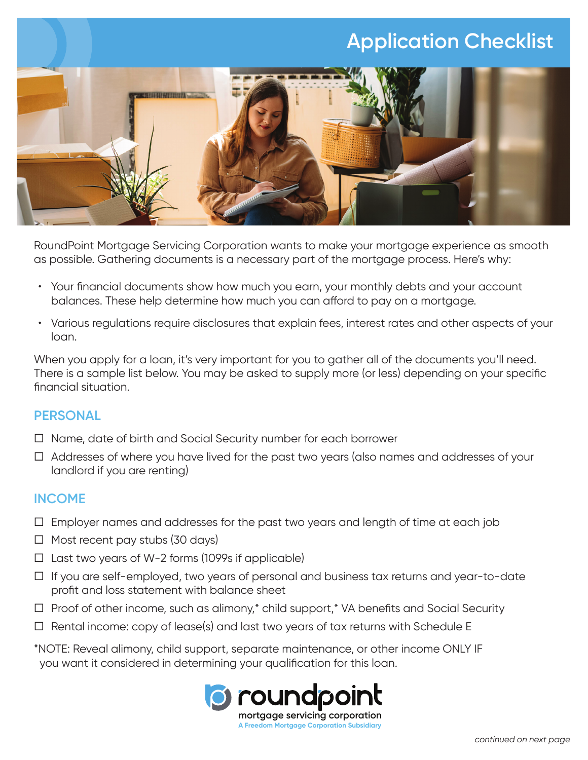# Application Checklist

RoundPoint Mortgage Servicing Corporation wants to make your mortgage experience as smooth as possible. Gathering documents is a necessary part of the mortgage process. Here's why:

- Your financial documents show how much you earn, your monthly debts and your account balances. These help determine how much you can afford to pay on a mortgage.
- Various regulations require disclosures that explain fees, interest rates and other aspects of your loan.

When you apply for a loan, it's very important for you to gather all of the documents you'll need. There is a sample list below. You may be asked to supply more (or less) depending on your specific financial situation.

## PERSONAL

- ☐ Name, date of birth and Social Security number for each borrower
- ☐ Addresses of where you have lived for the past two years (also names and addresses of your landlord if you are renting)

## INCOME

- ☐ Employer names and addresses for the past two years and length of time at each job
- ☐ Most recent pay stubs (30 days)
- ☐ Last two years of W-2 forms (1099s if applicable)
- ☐ If you are self-employed, two years of personal and business tax returns and year-to-date profit and loss statement with balance sheet
- ☐ Proof of other income, such as alimony,* child support,* VA benefits and Social Security
- ☐ Rental income: copy of lease(s) and last two years of tax returns with Schedule E

*NOTE: Reveal alimony, child support, separate maintenance, or other income ONLY IF you want it considered in determining your qualification for this loan.

roundpoint
mortgage servicing corporation
A Freedom Mortgage Corporation Subsidiary

*continued on next page*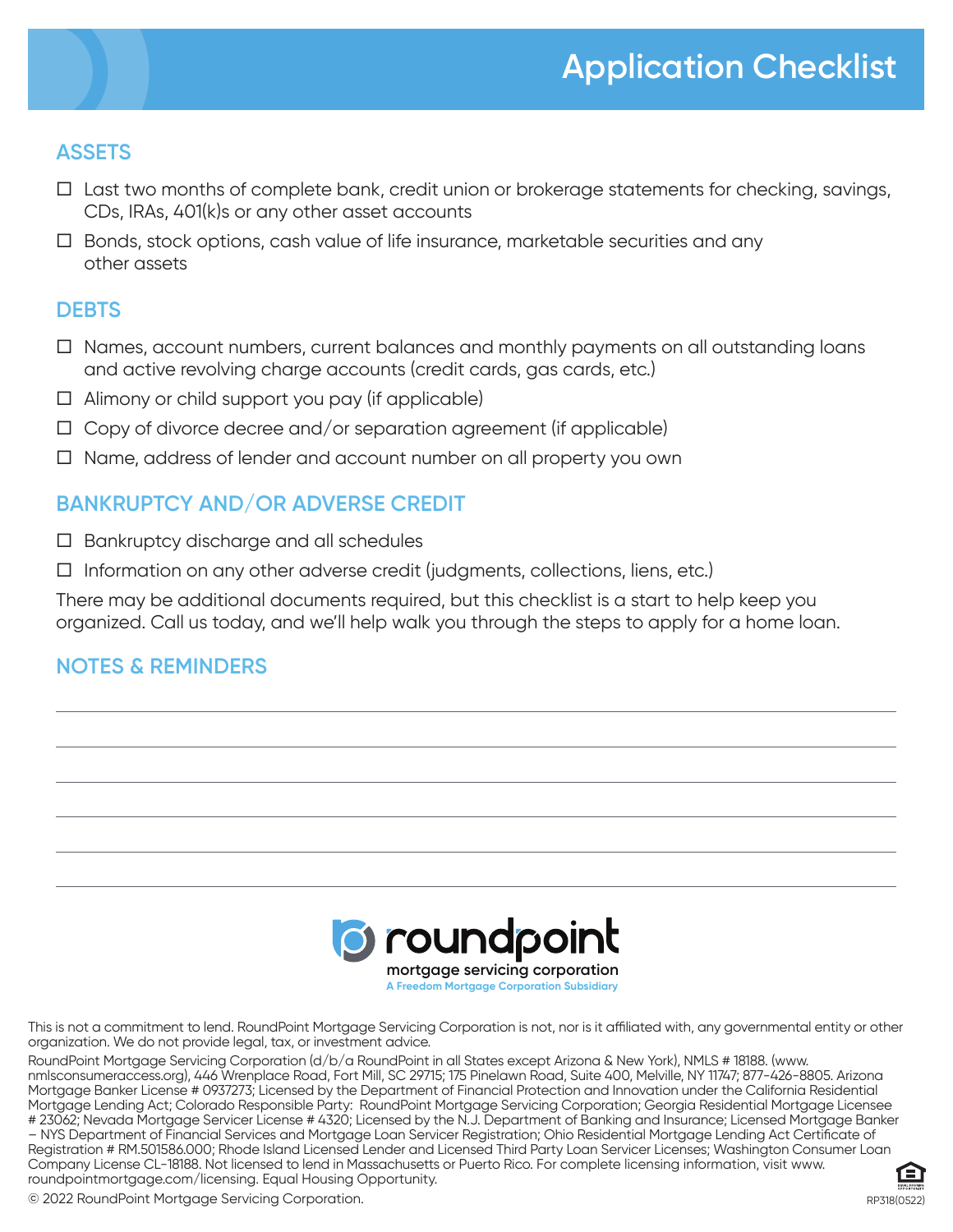# Application Checklist

## ASSETS

- ☐ Last two months of complete bank, credit union or brokerage statements for checking, savings, CDs, IRAs, 401(k)s or any other asset accounts
- ☐ Bonds, stock options, cash value of life insurance, marketable securities and any other assets

## DEBTS

- ☐ Names, account numbers, current balances and monthly payments on all outstanding loans and active revolving charge accounts (credit cards, gas cards, etc.)
- ☐ Alimony or child support you pay (if applicable)
- ☐ Copy of divorce decree and/or separation agreement (if applicable)
- ☐ Name, address of lender and account number on all property you own

## BANKRUPTCY AND/OR ADVERSE CREDIT

- ☐ Bankruptcy discharge and all schedules
- ☐ Information on any other adverse credit (judgments, collections, liens, etc.)

There may be additional documents required, but this checklist is a start to help keep you organized. Call us today, and we'll help walk you through the steps to apply for a home loan.

## NOTES & REMINDERS

roundpoint
mortgage servicing corporation
A Freedom Mortgage Corporation Subsidiary

This is not a commitment to lend. RoundPoint Mortgage Servicing Corporation is not, nor is it affiliated with, any governmental entity or other organization. We do not provide legal, tax, or investment advice.

RoundPoint Mortgage Servicing Corporation (d/b/a RoundPoint in all States except Arizona & New York), NMLS # 18188. (www.nmlsconsumeraccess.org), 446 Wrenplace Road, Fort Mill, SC 29715; 175 Pinelawn Road, Suite 400, Melville, NY 11747; 877-426-8805. Arizona Mortgage Banker License # 0937273; Licensed by the Department of Financial Protection and Innovation under the California Residential Mortgage Lending Act; Colorado Responsible Party: RoundPoint Mortgage Servicing Corporation; Georgia Residential Mortgage Licensee # 23062; Nevada Mortgage Servicer License # 4320; Licensed by the N.J. Department of Banking and Insurance; Licensed Mortgage Banker – NYS Department of Financial Services and Mortgage Loan Servicer Registration; Ohio Residential Mortgage Lending Act Certificate of Registration # RM.501586.000; Rhode Island Licensed Lender and Licensed Third Party Loan Servicer Licenses; Washington Consumer Loan Company License CL-18188. Not licensed to lend in Massachusetts or Puerto Rico. For complete licensing information, visit www.roundpointmortgage.com/licensing. Equal Housing Opportunity.

© 2022 RoundPoint Mortgage Servicing Corporation.

RP318(0522)